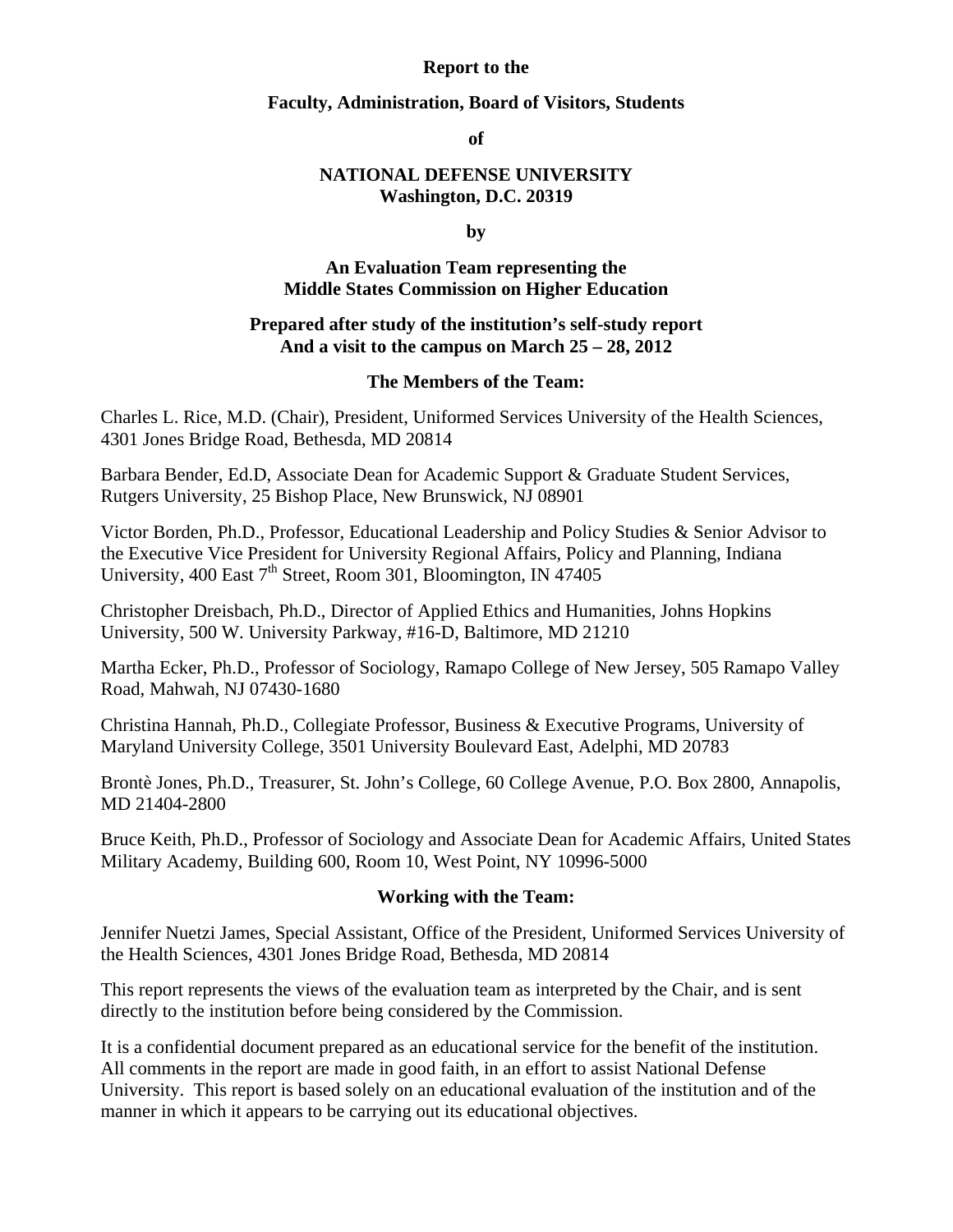**Report to the**

**Faculty, Administration, Board of Visitors, Students**

**of**

**NATIONAL DEFENSE UNIVERSITY**
**Washington, D.C. 20319**

**by**

**An Evaluation Team representing the**
**Middle States Commission on Higher Education**

**Prepared after study of the institution's self-study report**
**And a visit to the campus on March 25 – 28, 2012**

**The Members of the Team:**

Charles L. Rice, M.D. (Chair), President, Uniformed Services University of the Health Sciences, 4301 Jones Bridge Road, Bethesda, MD 20814

Barbara Bender, Ed.D, Associate Dean for Academic Support & Graduate Student Services, Rutgers University, 25 Bishop Place, New Brunswick, NJ 08901

Victor Borden, Ph.D., Professor, Educational Leadership and Policy Studies & Senior Advisor to the Executive Vice President for University Regional Affairs, Policy and Planning, Indiana University, 400 East 7th Street, Room 301, Bloomington, IN 47405

Christopher Dreisbach, Ph.D., Director of Applied Ethics and Humanities, Johns Hopkins University, 500 W. University Parkway, #16-D, Baltimore, MD 21210

Martha Ecker, Ph.D., Professor of Sociology, Ramapo College of New Jersey, 505 Ramapo Valley Road, Mahwah, NJ 07430-1680

Christina Hannah, Ph.D., Collegiate Professor, Business & Executive Programs, University of Maryland University College, 3501 University Boulevard East, Adelphi, MD 20783

Brontè Jones, Ph.D., Treasurer, St. John's College, 60 College Avenue, P.O. Box 2800, Annapolis, MD 21404-2800

Bruce Keith, Ph.D., Professor of Sociology and Associate Dean for Academic Affairs, United States Military Academy, Building 600, Room 10, West Point, NY 10996-5000

**Working with the Team:**

Jennifer Nuetzi James, Special Assistant, Office of the President, Uniformed Services University of the Health Sciences, 4301 Jones Bridge Road, Bethesda, MD 20814

This report represents the views of the evaluation team as interpreted by the Chair, and is sent directly to the institution before being considered by the Commission.

It is a confidential document prepared as an educational service for the benefit of the institution. All comments in the report are made in good faith, in an effort to assist National Defense University. This report is based solely on an educational evaluation of the institution and of the manner in which it appears to be carrying out its educational objectives.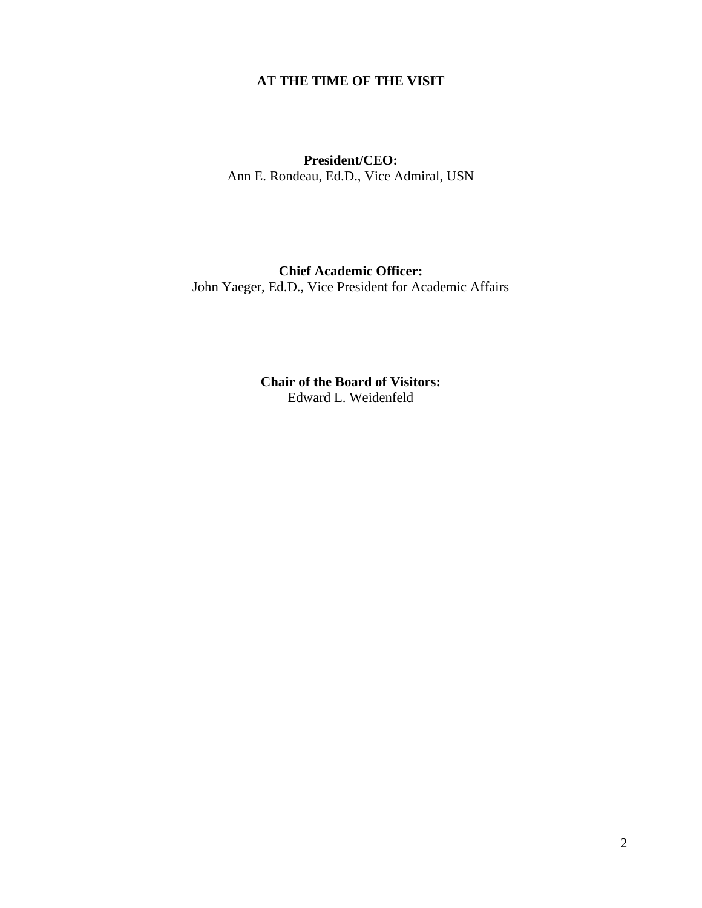**AT THE TIME OF THE VISIT**

**President/CEO:**
Ann E. Rondeau, Ed.D., Vice Admiral, USN

**Chief Academic Officer:**
John Yaeger, Ed.D., Vice President for Academic Affairs

**Chair of the Board of Visitors:**
Edward L. Weidenfeld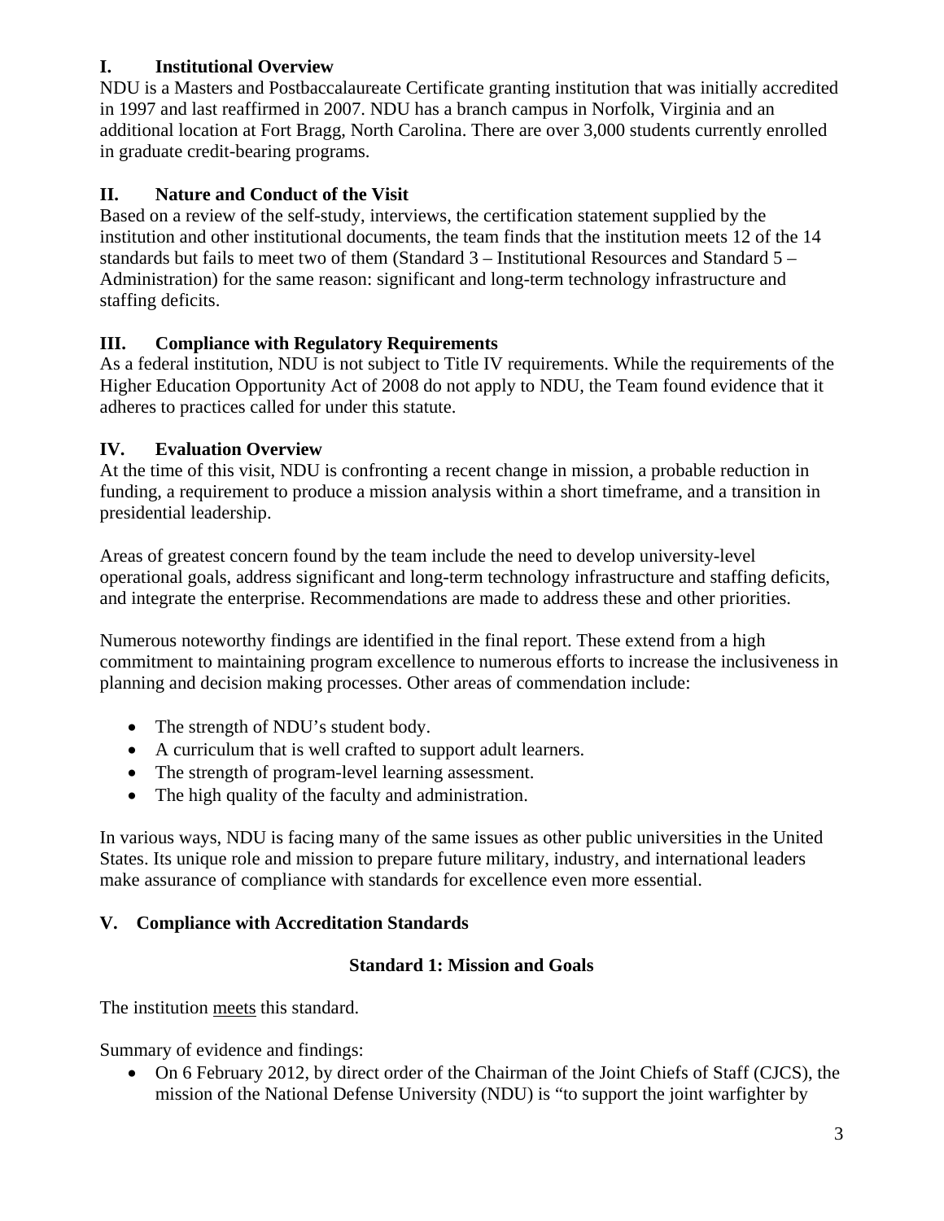## I. Institutional Overview

NDU is a Masters and Postbaccalaureate Certificate granting institution that was initially accredited in 1997 and last reaffirmed in 2007. NDU has a branch campus in Norfolk, Virginia and an additional location at Fort Bragg, North Carolina. There are over 3,000 students currently enrolled in graduate credit-bearing programs.

## II. Nature and Conduct of the Visit

Based on a review of the self-study, interviews, the certification statement supplied by the institution and other institutional documents, the team finds that the institution meets 12 of the 14 standards but fails to meet two of them (Standard 3 – Institutional Resources and Standard 5 – Administration) for the same reason: significant and long-term technology infrastructure and staffing deficits.

## III. Compliance with Regulatory Requirements

As a federal institution, NDU is not subject to Title IV requirements. While the requirements of the Higher Education Opportunity Act of 2008 do not apply to NDU, the Team found evidence that it adheres to practices called for under this statute.

## IV. Evaluation Overview

At the time of this visit, NDU is confronting a recent change in mission, a probable reduction in funding, a requirement to produce a mission analysis within a short timeframe, and a transition in presidential leadership.

Areas of greatest concern found by the team include the need to develop university-level operational goals, address significant and long-term technology infrastructure and staffing deficits, and integrate the enterprise. Recommendations are made to address these and other priorities.

Numerous noteworthy findings are identified in the final report. These extend from a high commitment to maintaining program excellence to numerous efforts to increase the inclusiveness in planning and decision making processes. Other areas of commendation include:

- The strength of NDU's student body.
- A curriculum that is well crafted to support adult learners.
- The strength of program-level learning assessment.
- The high quality of the faculty and administration.

In various ways, NDU is facing many of the same issues as other public universities in the United States. Its unique role and mission to prepare future military, industry, and international leaders make assurance of compliance with standards for excellence even more essential.

## V. Compliance with Accreditation Standards

### Standard 1: Mission and Goals

The institution meets this standard.

Summary of evidence and findings:

- On 6 February 2012, by direct order of the Chairman of the Joint Chiefs of Staff (CJCS), the mission of the National Defense University (NDU) is "to support the joint warfighter by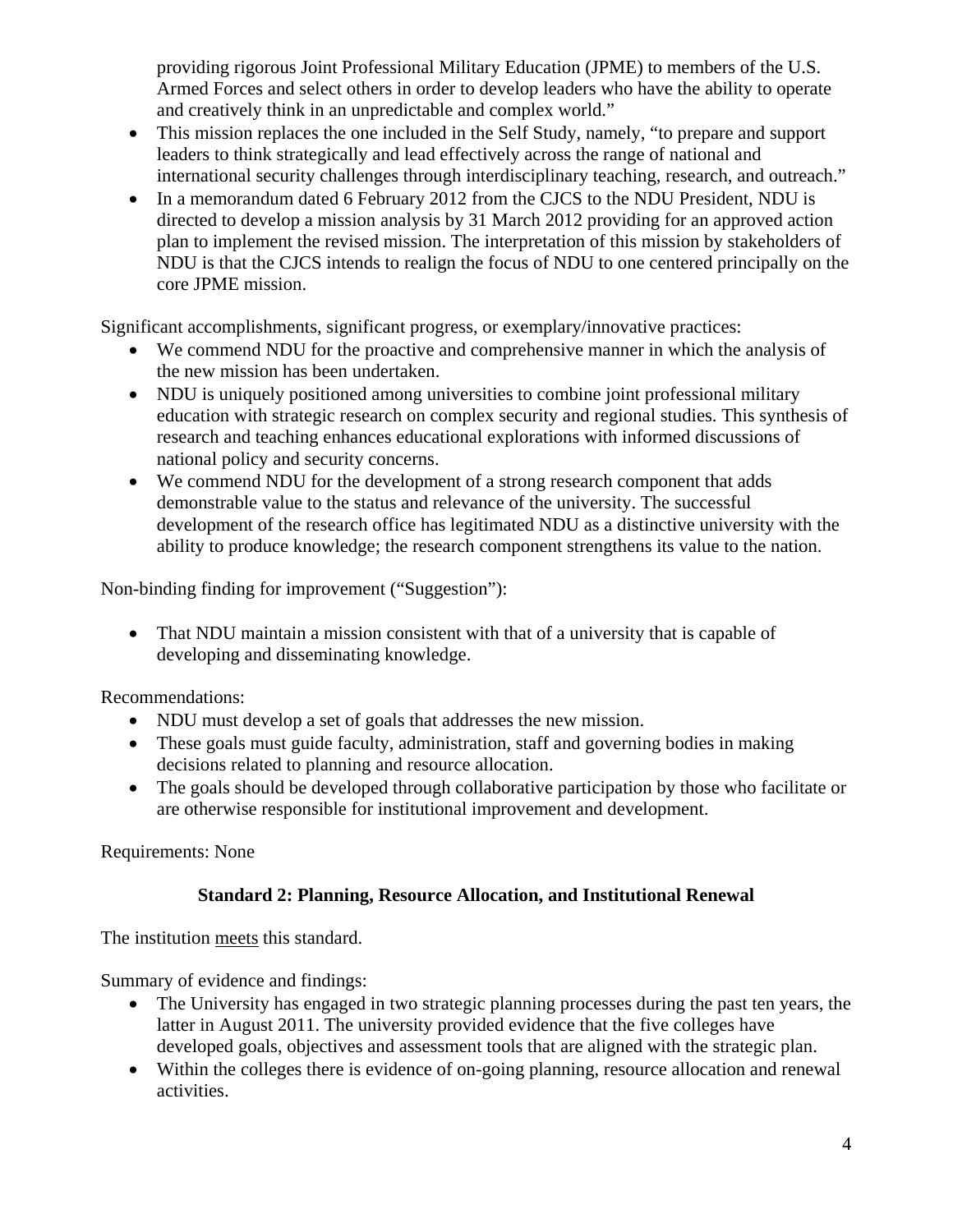providing rigorous Joint Professional Military Education (JPME) to members of the U.S. Armed Forces and select others in order to develop leaders who have the ability to operate and creatively think in an unpredictable and complex world."

- This mission replaces the one included in the Self Study, namely, "to prepare and support leaders to think strategically and lead effectively across the range of national and international security challenges through interdisciplinary teaching, research, and outreach."
- In a memorandum dated 6 February 2012 from the CJCS to the NDU President, NDU is directed to develop a mission analysis by 31 March 2012 providing for an approved action plan to implement the revised mission. The interpretation of this mission by stakeholders of NDU is that the CJCS intends to realign the focus of NDU to one centered principally on the core JPME mission.

Significant accomplishments, significant progress, or exemplary/innovative practices:

- We commend NDU for the proactive and comprehensive manner in which the analysis of the new mission has been undertaken.
- NDU is uniquely positioned among universities to combine joint professional military education with strategic research on complex security and regional studies. This synthesis of research and teaching enhances educational explorations with informed discussions of national policy and security concerns.
- We commend NDU for the development of a strong research component that adds demonstrable value to the status and relevance of the university. The successful development of the research office has legitimated NDU as a distinctive university with the ability to produce knowledge; the research component strengthens its value to the nation.

Non-binding finding for improvement ("Suggestion"):

- That NDU maintain a mission consistent with that of a university that is capable of developing and disseminating knowledge.

Recommendations:

- NDU must develop a set of goals that addresses the new mission.
- These goals must guide faculty, administration, staff and governing bodies in making decisions related to planning and resource allocation.
- The goals should be developed through collaborative participation by those who facilitate or are otherwise responsible for institutional improvement and development.

Requirements: None

### Standard 2: Planning, Resource Allocation, and Institutional Renewal

The institution meets this standard.

Summary of evidence and findings:

- The University has engaged in two strategic planning processes during the past ten years, the latter in August 2011. The university provided evidence that the five colleges have developed goals, objectives and assessment tools that are aligned with the strategic plan.
- Within the colleges there is evidence of on-going planning, resource allocation and renewal activities.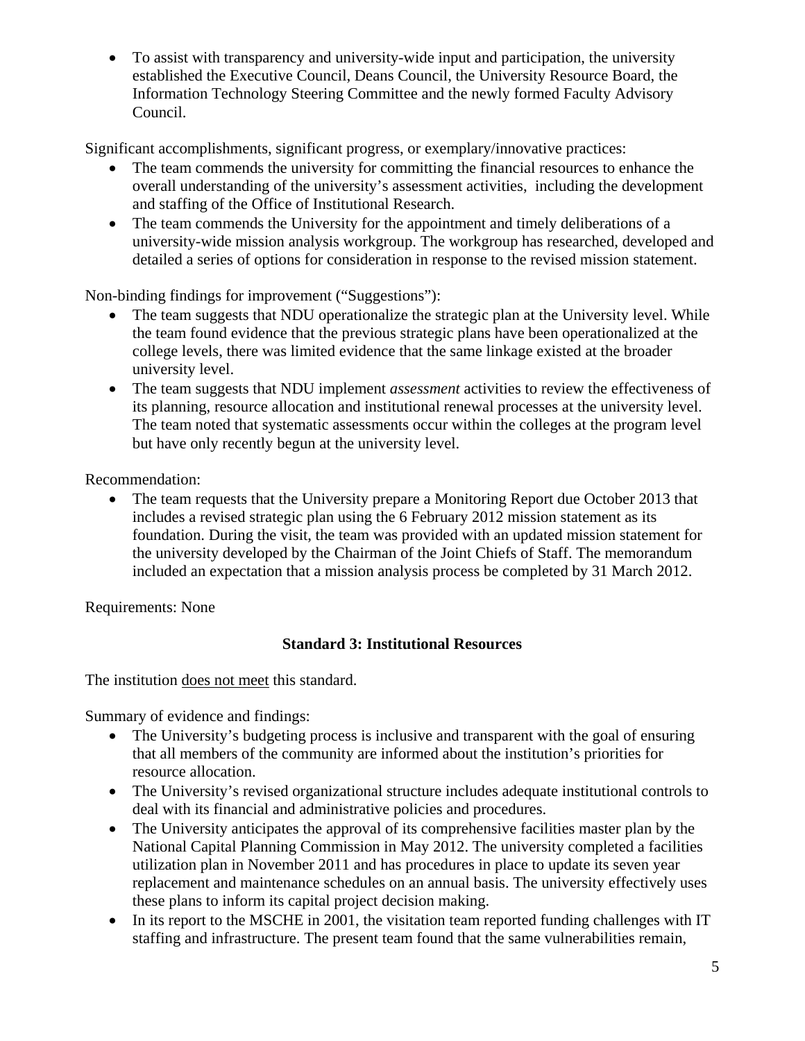- To assist with transparency and university-wide input and participation, the university established the Executive Council, Deans Council, the University Resource Board, the Information Technology Steering Committee and the newly formed Faculty Advisory Council.

Significant accomplishments, significant progress, or exemplary/innovative practices:

- The team commends the university for committing the financial resources to enhance the overall understanding of the university's assessment activities, including the development and staffing of the Office of Institutional Research.
- The team commends the University for the appointment and timely deliberations of a university-wide mission analysis workgroup. The workgroup has researched, developed and detailed a series of options for consideration in response to the revised mission statement.

Non-binding findings for improvement ("Suggestions"):

- The team suggests that NDU operationalize the strategic plan at the University level. While the team found evidence that the previous strategic plans have been operationalized at the college levels, there was limited evidence that the same linkage existed at the broader university level.
- The team suggests that NDU implement *assessment* activities to review the effectiveness of its planning, resource allocation and institutional renewal processes at the university level. The team noted that systematic assessments occur within the colleges at the program level but have only recently begun at the university level.

Recommendation:

- The team requests that the University prepare a Monitoring Report due October 2013 that includes a revised strategic plan using the 6 February 2012 mission statement as its foundation. During the visit, the team was provided with an updated mission statement for the university developed by the Chairman of the Joint Chiefs of Staff. The memorandum included an expectation that a mission analysis process be completed by 31 March 2012.

Requirements: None

### Standard 3: Institutional Resources

The institution does not meet this standard.

Summary of evidence and findings:

- The University's budgeting process is inclusive and transparent with the goal of ensuring that all members of the community are informed about the institution's priorities for resource allocation.
- The University's revised organizational structure includes adequate institutional controls to deal with its financial and administrative policies and procedures.
- The University anticipates the approval of its comprehensive facilities master plan by the National Capital Planning Commission in May 2012. The university completed a facilities utilization plan in November 2011 and has procedures in place to update its seven year replacement and maintenance schedules on an annual basis. The university effectively uses these plans to inform its capital project decision making.
- In its report to the MSCHE in 2001, the visitation team reported funding challenges with IT staffing and infrastructure. The present team found that the same vulnerabilities remain,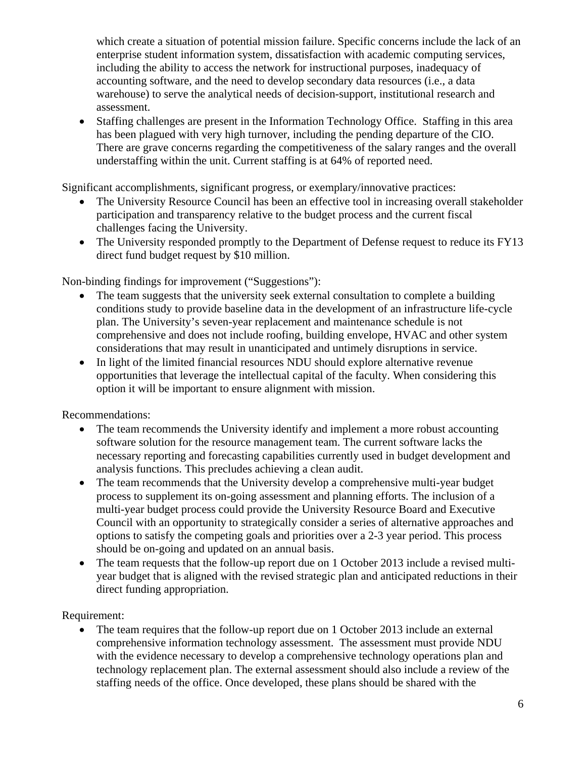which create a situation of potential mission failure. Specific concerns include the lack of an enterprise student information system, dissatisfaction with academic computing services, including the ability to access the network for instructional purposes, inadequacy of accounting software, and the need to develop secondary data resources (i.e., a data warehouse) to serve the analytical needs of decision-support, institutional research and assessment.

- Staffing challenges are present in the Information Technology Office. Staffing in this area has been plagued with very high turnover, including the pending departure of the CIO. There are grave concerns regarding the competitiveness of the salary ranges and the overall understaffing within the unit. Current staffing is at 64% of reported need.

Significant accomplishments, significant progress, or exemplary/innovative practices:

- The University Resource Council has been an effective tool in increasing overall stakeholder participation and transparency relative to the budget process and the current fiscal challenges facing the University.
- The University responded promptly to the Department of Defense request to reduce its FY13 direct fund budget request by $10 million.

Non-binding findings for improvement ("Suggestions"):

- The team suggests that the university seek external consultation to complete a building conditions study to provide baseline data in the development of an infrastructure life-cycle plan. The University's seven-year replacement and maintenance schedule is not comprehensive and does not include roofing, building envelope, HVAC and other system considerations that may result in unanticipated and untimely disruptions in service.
- In light of the limited financial resources NDU should explore alternative revenue opportunities that leverage the intellectual capital of the faculty. When considering this option it will be important to ensure alignment with mission.

Recommendations:

- The team recommends the University identify and implement a more robust accounting software solution for the resource management team. The current software lacks the necessary reporting and forecasting capabilities currently used in budget development and analysis functions. This precludes achieving a clean audit.
- The team recommends that the University develop a comprehensive multi-year budget process to supplement its on-going assessment and planning efforts. The inclusion of a multi-year budget process could provide the University Resource Board and Executive Council with an opportunity to strategically consider a series of alternative approaches and options to satisfy the competing goals and priorities over a 2-3 year period. This process should be on-going and updated on an annual basis.
- The team requests that the follow-up report due on 1 October 2013 include a revised multi-year budget that is aligned with the revised strategic plan and anticipated reductions in their direct funding appropriation.

Requirement:

- The team requires that the follow-up report due on 1 October 2013 include an external comprehensive information technology assessment. The assessment must provide NDU with the evidence necessary to develop a comprehensive technology operations plan and technology replacement plan. The external assessment should also include a review of the staffing needs of the office. Once developed, these plans should be shared with the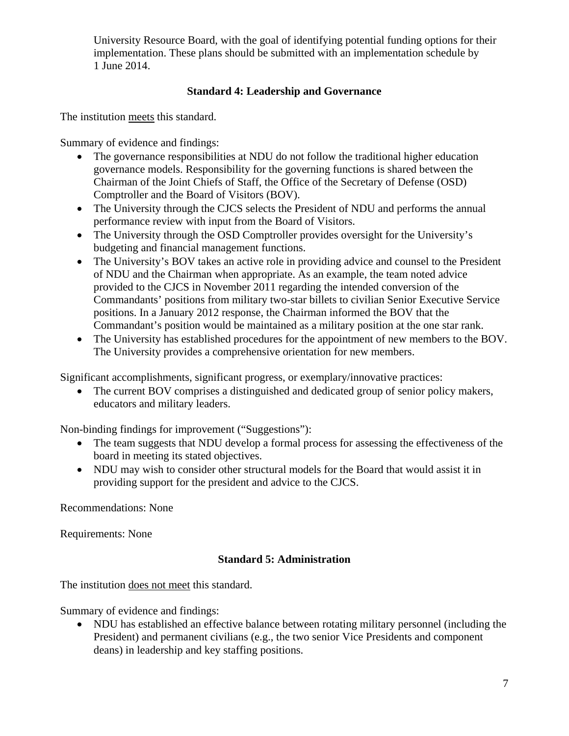University Resource Board, with the goal of identifying potential funding options for their implementation. These plans should be submitted with an implementation schedule by 1 June 2014.

### Standard 4: Leadership and Governance

The institution <u>meets</u> this standard.

Summary of evidence and findings:

- The governance responsibilities at NDU do not follow the traditional higher education governance models. Responsibility for the governing functions is shared between the Chairman of the Joint Chiefs of Staff, the Office of the Secretary of Defense (OSD) Comptroller and the Board of Visitors (BOV).
- The University through the CJCS selects the President of NDU and performs the annual performance review with input from the Board of Visitors.
- The University through the OSD Comptroller provides oversight for the University's budgeting and financial management functions.
- The University's BOV takes an active role in providing advice and counsel to the President of NDU and the Chairman when appropriate. As an example, the team noted advice provided to the CJCS in November 2011 regarding the intended conversion of the Commandants' positions from military two-star billets to civilian Senior Executive Service positions. In a January 2012 response, the Chairman informed the BOV that the Commandant's position would be maintained as a military position at the one star rank.
- The University has established procedures for the appointment of new members to the BOV. The University provides a comprehensive orientation for new members.

Significant accomplishments, significant progress, or exemplary/innovative practices:

- The current BOV comprises a distinguished and dedicated group of senior policy makers, educators and military leaders.

Non-binding findings for improvement ("Suggestions"):

- The team suggests that NDU develop a formal process for assessing the effectiveness of the board in meeting its stated objectives.
- NDU may wish to consider other structural models for the Board that would assist it in providing support for the president and advice to the CJCS.

Recommendations: None

Requirements: None

### Standard 5: Administration

The institution <u>does not meet</u> this standard.

Summary of evidence and findings:

- NDU has established an effective balance between rotating military personnel (including the President) and permanent civilians (e.g., the two senior Vice Presidents and component deans) in leadership and key staffing positions.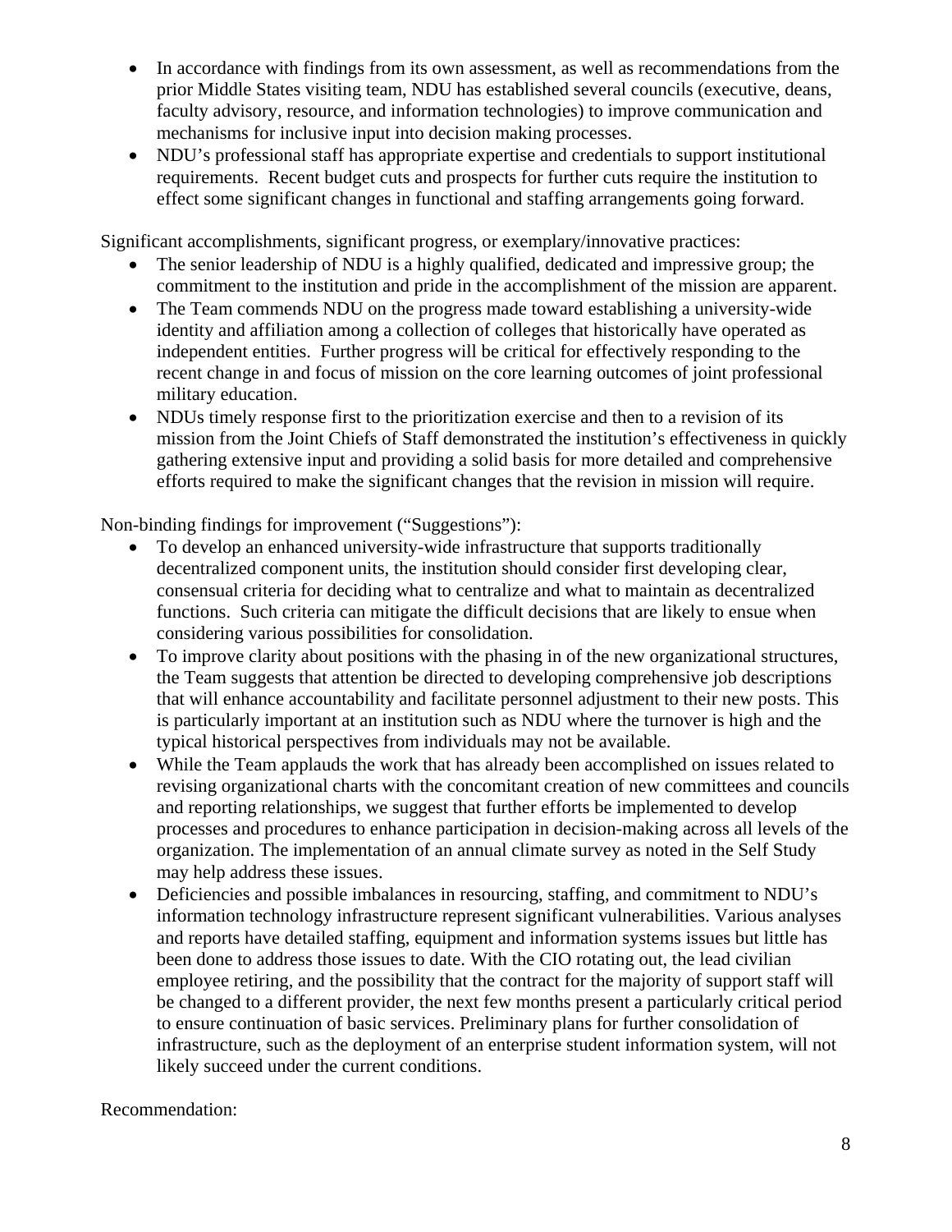- In accordance with findings from its own assessment, as well as recommendations from the prior Middle States visiting team, NDU has established several councils (executive, deans, faculty advisory, resource, and information technologies) to improve communication and mechanisms for inclusive input into decision making processes.
- NDU's professional staff has appropriate expertise and credentials to support institutional requirements. Recent budget cuts and prospects for further cuts require the institution to effect some significant changes in functional and staffing arrangements going forward.

Significant accomplishments, significant progress, or exemplary/innovative practices:

- The senior leadership of NDU is a highly qualified, dedicated and impressive group; the commitment to the institution and pride in the accomplishment of the mission are apparent.
- The Team commends NDU on the progress made toward establishing a university-wide identity and affiliation among a collection of colleges that historically have operated as independent entities. Further progress will be critical for effectively responding to the recent change in and focus of mission on the core learning outcomes of joint professional military education.
- NDUs timely response first to the prioritization exercise and then to a revision of its mission from the Joint Chiefs of Staff demonstrated the institution's effectiveness in quickly gathering extensive input and providing a solid basis for more detailed and comprehensive efforts required to make the significant changes that the revision in mission will require.

Non-binding findings for improvement ("Suggestions"):

- To develop an enhanced university-wide infrastructure that supports traditionally decentralized component units, the institution should consider first developing clear, consensual criteria for deciding what to centralize and what to maintain as decentralized functions. Such criteria can mitigate the difficult decisions that are likely to ensue when considering various possibilities for consolidation.
- To improve clarity about positions with the phasing in of the new organizational structures, the Team suggests that attention be directed to developing comprehensive job descriptions that will enhance accountability and facilitate personnel adjustment to their new posts. This is particularly important at an institution such as NDU where the turnover is high and the typical historical perspectives from individuals may not be available.
- While the Team applauds the work that has already been accomplished on issues related to revising organizational charts with the concomitant creation of new committees and councils and reporting relationships, we suggest that further efforts be implemented to develop processes and procedures to enhance participation in decision-making across all levels of the organization. The implementation of an annual climate survey as noted in the Self Study may help address these issues.
- Deficiencies and possible imbalances in resourcing, staffing, and commitment to NDU's information technology infrastructure represent significant vulnerabilities. Various analyses and reports have detailed staffing, equipment and information systems issues but little has been done to address those issues to date. With the CIO rotating out, the lead civilian employee retiring, and the possibility that the contract for the majority of support staff will be changed to a different provider, the next few months present a particularly critical period to ensure continuation of basic services. Preliminary plans for further consolidation of infrastructure, such as the deployment of an enterprise student information system, will not likely succeed under the current conditions.

Recommendation: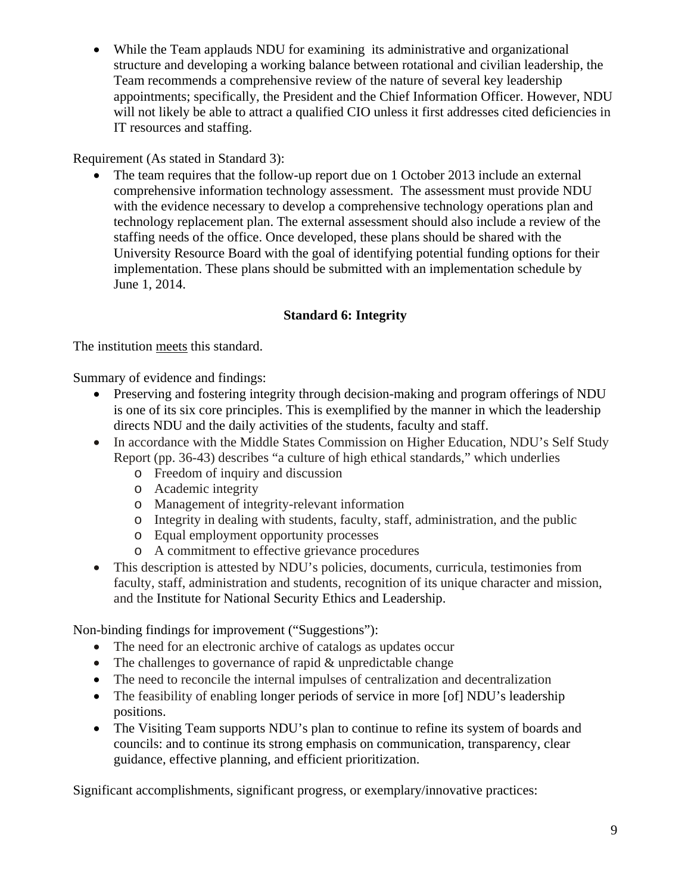- While the Team applauds NDU for examining its administrative and organizational structure and developing a working balance between rotational and civilian leadership, the Team recommends a comprehensive review of the nature of several key leadership appointments; specifically, the President and the Chief Information Officer. However, NDU will not likely be able to attract a qualified CIO unless it first addresses cited deficiencies in IT resources and staffing.

Requirement (As stated in Standard 3):

- The team requires that the follow-up report due on 1 October 2013 include an external comprehensive information technology assessment. The assessment must provide NDU with the evidence necessary to develop a comprehensive technology operations plan and technology replacement plan. The external assessment should also include a review of the staffing needs of the office. Once developed, these plans should be shared with the University Resource Board with the goal of identifying potential funding options for their implementation. These plans should be submitted with an implementation schedule by June 1, 2014.

### Standard 6: Integrity

The institution meets this standard.

Summary of evidence and findings:

- Preserving and fostering integrity through decision-making and program offerings of NDU is one of its six core principles. This is exemplified by the manner in which the leadership directs NDU and the daily activities of the students, faculty and staff.
- In accordance with the Middle States Commission on Higher Education, NDU's Self Study Report (pp. 36-43) describes "a culture of high ethical standards," which underlies
  - Freedom of inquiry and discussion
  - Academic integrity
  - Management of integrity-relevant information
  - Integrity in dealing with students, faculty, staff, administration, and the public
  - Equal employment opportunity processes
  - A commitment to effective grievance procedures
- This description is attested by NDU's policies, documents, curricula, testimonies from faculty, staff, administration and students, recognition of its unique character and mission, and the Institute for National Security Ethics and Leadership.

Non-binding findings for improvement ("Suggestions"):

- The need for an electronic archive of catalogs as updates occur
- The challenges to governance of rapid & unpredictable change
- The need to reconcile the internal impulses of centralization and decentralization
- The feasibility of enabling longer periods of service in more [of] NDU's leadership positions.
- The Visiting Team supports NDU's plan to continue to refine its system of boards and councils: and to continue its strong emphasis on communication, transparency, clear guidance, effective planning, and efficient prioritization.

Significant accomplishments, significant progress, or exemplary/innovative practices: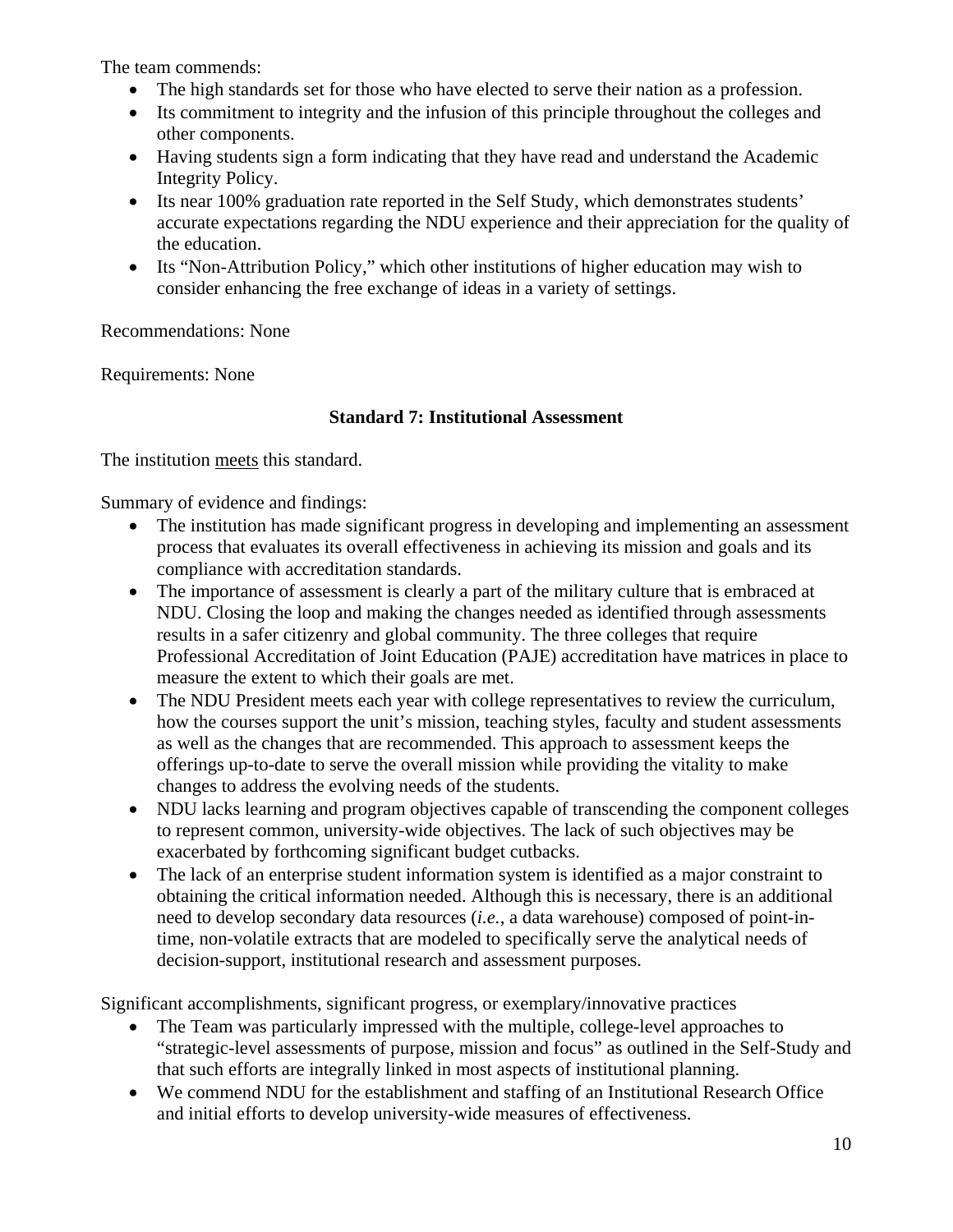The team commends:

- The high standards set for those who have elected to serve their nation as a profession.
- Its commitment to integrity and the infusion of this principle throughout the colleges and other components.
- Having students sign a form indicating that they have read and understand the Academic Integrity Policy.
- Its near 100% graduation rate reported in the Self Study, which demonstrates students' accurate expectations regarding the NDU experience and their appreciation for the quality of the education.
- Its "Non-Attribution Policy," which other institutions of higher education may wish to consider enhancing the free exchange of ideas in a variety of settings.

Recommendations: None

Requirements: None

### Standard 7: Institutional Assessment

The institution <u>meets</u> this standard.

Summary of evidence and findings:

- The institution has made significant progress in developing and implementing an assessment process that evaluates its overall effectiveness in achieving its mission and goals and its compliance with accreditation standards.
- The importance of assessment is clearly a part of the military culture that is embraced at NDU. Closing the loop and making the changes needed as identified through assessments results in a safer citizenry and global community. The three colleges that require Professional Accreditation of Joint Education (PAJE) accreditation have matrices in place to measure the extent to which their goals are met.
- The NDU President meets each year with college representatives to review the curriculum, how the courses support the unit's mission, teaching styles, faculty and student assessments as well as the changes that are recommended. This approach to assessment keeps the offerings up-to-date to serve the overall mission while providing the vitality to make changes to address the evolving needs of the students.
- NDU lacks learning and program objectives capable of transcending the component colleges to represent common, university-wide objectives. The lack of such objectives may be exacerbated by forthcoming significant budget cutbacks.
- The lack of an enterprise student information system is identified as a major constraint to obtaining the critical information needed. Although this is necessary, there is an additional need to develop secondary data resources (*i.e.*, a data warehouse) composed of point-in-time, non-volatile extracts that are modeled to specifically serve the analytical needs of decision-support, institutional research and assessment purposes.

Significant accomplishments, significant progress, or exemplary/innovative practices

- The Team was particularly impressed with the multiple, college-level approaches to "strategic-level assessments of purpose, mission and focus" as outlined in the Self-Study and that such efforts are integrally linked in most aspects of institutional planning.
- We commend NDU for the establishment and staffing of an Institutional Research Office and initial efforts to develop university-wide measures of effectiveness.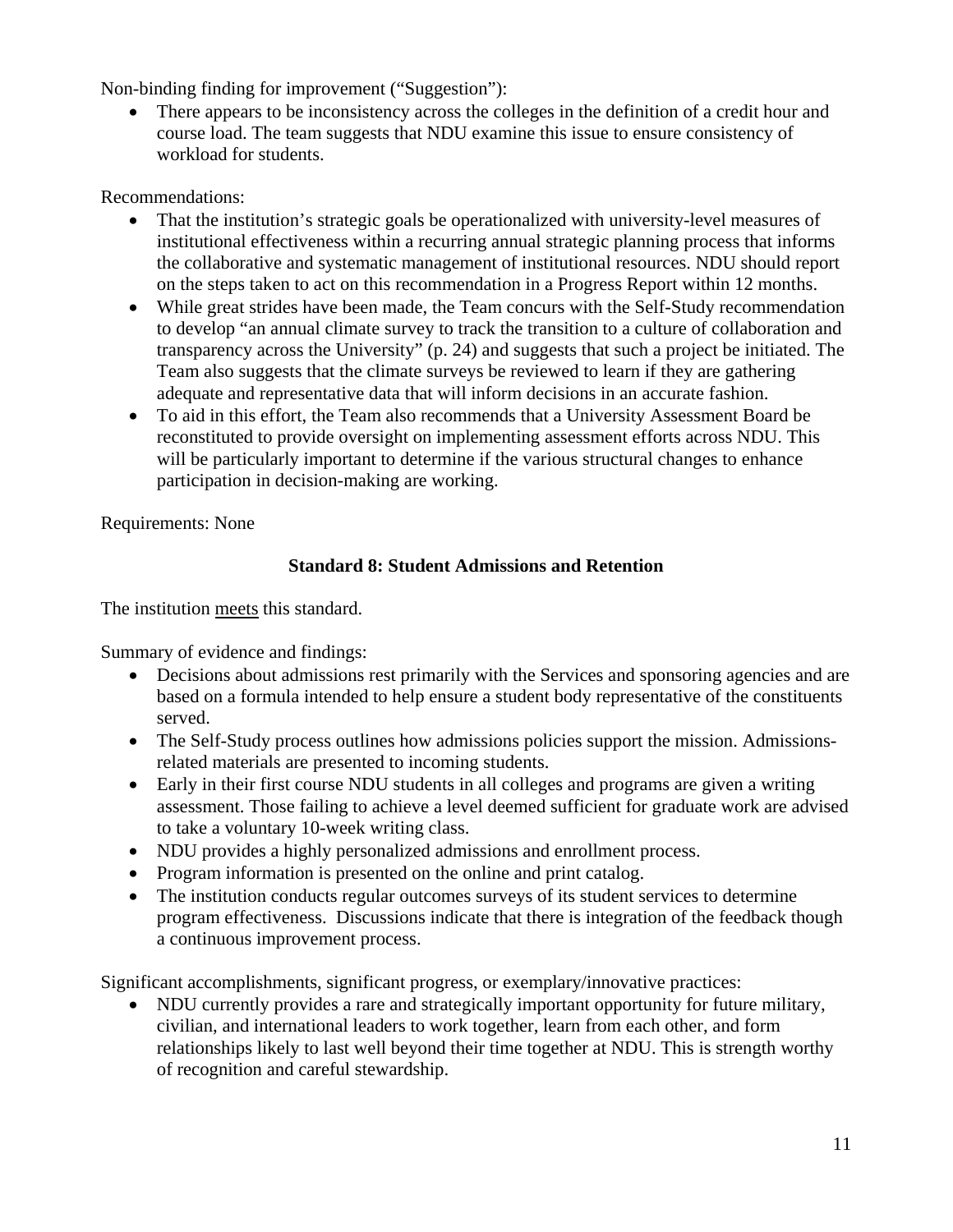Non-binding finding for improvement ("Suggestion"):

- There appears to be inconsistency across the colleges in the definition of a credit hour and course load. The team suggests that NDU examine this issue to ensure consistency of workload for students.

Recommendations:

- That the institution's strategic goals be operationalized with university-level measures of institutional effectiveness within a recurring annual strategic planning process that informs the collaborative and systematic management of institutional resources. NDU should report on the steps taken to act on this recommendation in a Progress Report within 12 months.
- While great strides have been made, the Team concurs with the Self-Study recommendation to develop "an annual climate survey to track the transition to a culture of collaboration and transparency across the University" (p. 24) and suggests that such a project be initiated. The Team also suggests that the climate surveys be reviewed to learn if they are gathering adequate and representative data that will inform decisions in an accurate fashion.
- To aid in this effort, the Team also recommends that a University Assessment Board be reconstituted to provide oversight on implementing assessment efforts across NDU. This will be particularly important to determine if the various structural changes to enhance participation in decision-making are working.

Requirements: None

### Standard 8: Student Admissions and Retention

The institution meets this standard.

Summary of evidence and findings:

- Decisions about admissions rest primarily with the Services and sponsoring agencies and are based on a formula intended to help ensure a student body representative of the constituents served.
- The Self-Study process outlines how admissions policies support the mission. Admissions-related materials are presented to incoming students.
- Early in their first course NDU students in all colleges and programs are given a writing assessment. Those failing to achieve a level deemed sufficient for graduate work are advised to take a voluntary 10-week writing class.
- NDU provides a highly personalized admissions and enrollment process.
- Program information is presented on the online and print catalog.
- The institution conducts regular outcomes surveys of its student services to determine program effectiveness. Discussions indicate that there is integration of the feedback though a continuous improvement process.

Significant accomplishments, significant progress, or exemplary/innovative practices:

- NDU currently provides a rare and strategically important opportunity for future military, civilian, and international leaders to work together, learn from each other, and form relationships likely to last well beyond their time together at NDU. This is strength worthy of recognition and careful stewardship.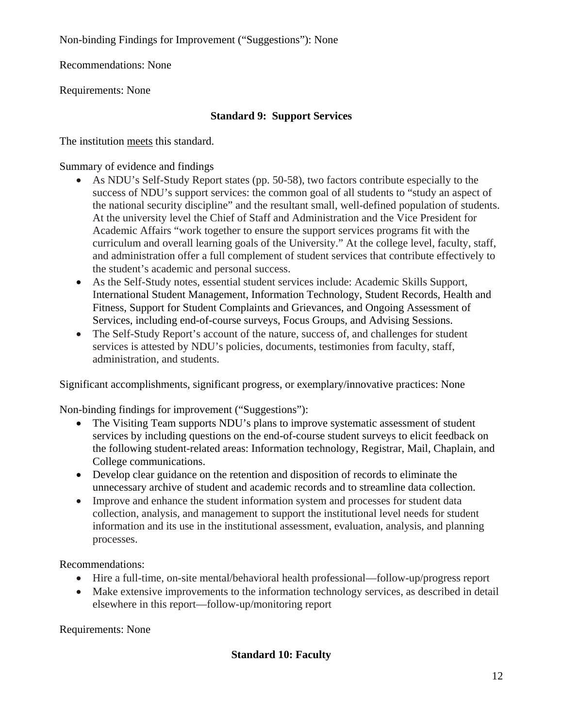Non-binding Findings for Improvement (“Suggestions”): None

Recommendations: None

Requirements: None

## Standard 9: Support Services

The institution <u>meets</u> this standard.

Summary of evidence and findings

- As NDU’s Self-Study Report states (pp. 50-58), two factors contribute especially to the success of NDU’s support services: the common goal of all students to “study an aspect of the national security discipline” and the resultant small, well-defined population of students. At the university level the Chief of Staff and Administration and the Vice President for Academic Affairs “work together to ensure the support services programs fit with the curriculum and overall learning goals of the University.” At the college level, faculty, staff, and administration offer a full complement of student services that contribute effectively to the student’s academic and personal success.
- As the Self-Study notes, essential student services include: Academic Skills Support, International Student Management, Information Technology, Student Records, Health and Fitness, Support for Student Complaints and Grievances, and Ongoing Assessment of Services, including end-of-course surveys, Focus Groups, and Advising Sessions.
- The Self-Study Report’s account of the nature, success of, and challenges for student services is attested by NDU’s policies, documents, testimonies from faculty, staff, administration, and students.

Significant accomplishments, significant progress, or exemplary/innovative practices: None

Non-binding findings for improvement (“Suggestions”):

- The Visiting Team supports NDU’s plans to improve systematic assessment of student services by including questions on the end-of-course student surveys to elicit feedback on the following student-related areas: Information technology, Registrar, Mail, Chaplain, and College communications.
- Develop clear guidance on the retention and disposition of records to eliminate the unnecessary archive of student and academic records and to streamline data collection.
- Improve and enhance the student information system and processes for student data collection, analysis, and management to support the institutional level needs for student information and its use in the institutional assessment, evaluation, analysis, and planning processes.

Recommendations:

- Hire a full-time, on-site mental/behavioral health professional—follow-up/progress report
- Make extensive improvements to the information technology services, as described in detail elsewhere in this report—follow-up/monitoring report

Requirements: None

## Standard 10: Faculty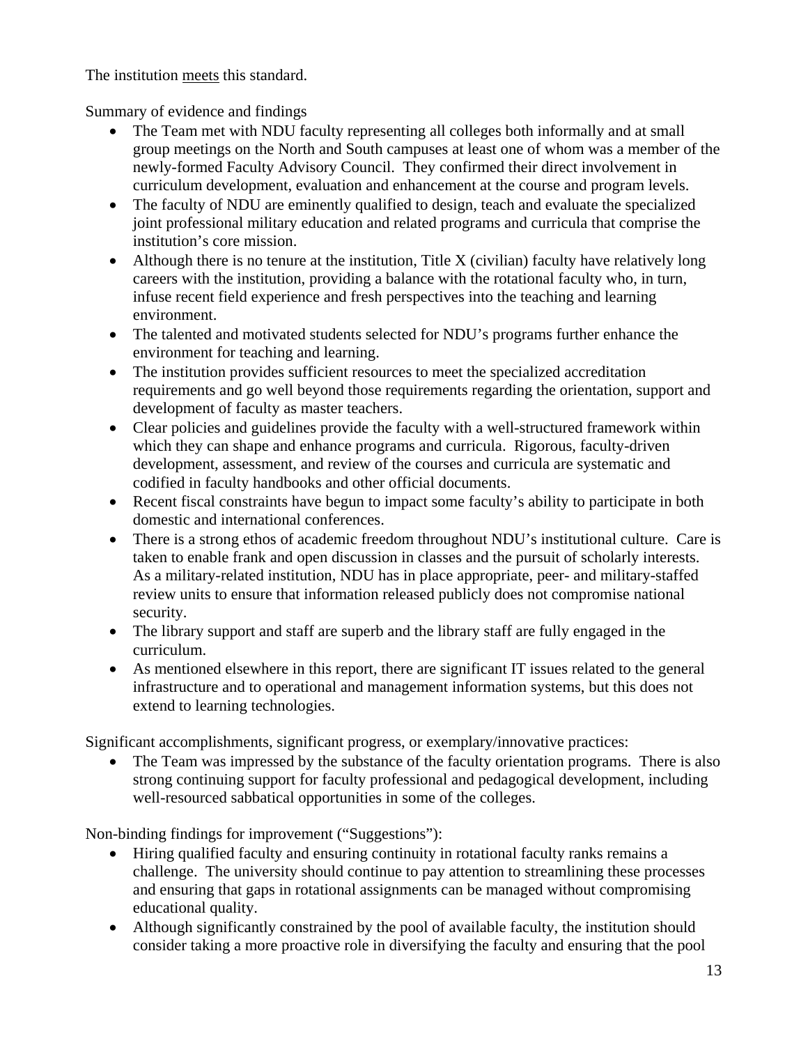The institution <u>meets</u> this standard.

Summary of evidence and findings

- The Team met with NDU faculty representing all colleges both informally and at small group meetings on the North and South campuses at least one of whom was a member of the newly-formed Faculty Advisory Council. They confirmed their direct involvement in curriculum development, evaluation and enhancement at the course and program levels.
- The faculty of NDU are eminently qualified to design, teach and evaluate the specialized joint professional military education and related programs and curricula that comprise the institution's core mission.
- Although there is no tenure at the institution, Title X (civilian) faculty have relatively long careers with the institution, providing a balance with the rotational faculty who, in turn, infuse recent field experience and fresh perspectives into the teaching and learning environment.
- The talented and motivated students selected for NDU's programs further enhance the environment for teaching and learning.
- The institution provides sufficient resources to meet the specialized accreditation requirements and go well beyond those requirements regarding the orientation, support and development of faculty as master teachers.
- Clear policies and guidelines provide the faculty with a well-structured framework within which they can shape and enhance programs and curricula. Rigorous, faculty-driven development, assessment, and review of the courses and curricula are systematic and codified in faculty handbooks and other official documents.
- Recent fiscal constraints have begun to impact some faculty's ability to participate in both domestic and international conferences.
- There is a strong ethos of academic freedom throughout NDU's institutional culture. Care is taken to enable frank and open discussion in classes and the pursuit of scholarly interests. As a military-related institution, NDU has in place appropriate, peer- and military-staffed review units to ensure that information released publicly does not compromise national security.
- The library support and staff are superb and the library staff are fully engaged in the curriculum.
- As mentioned elsewhere in this report, there are significant IT issues related to the general infrastructure and to operational and management information systems, but this does not extend to learning technologies.

Significant accomplishments, significant progress, or exemplary/innovative practices:

- The Team was impressed by the substance of the faculty orientation programs. There is also strong continuing support for faculty professional and pedagogical development, including well-resourced sabbatical opportunities in some of the colleges.

Non-binding findings for improvement ("Suggestions"):

- Hiring qualified faculty and ensuring continuity in rotational faculty ranks remains a challenge. The university should continue to pay attention to streamlining these processes and ensuring that gaps in rotational assignments can be managed without compromising educational quality.
- Although significantly constrained by the pool of available faculty, the institution should consider taking a more proactive role in diversifying the faculty and ensuring that the pool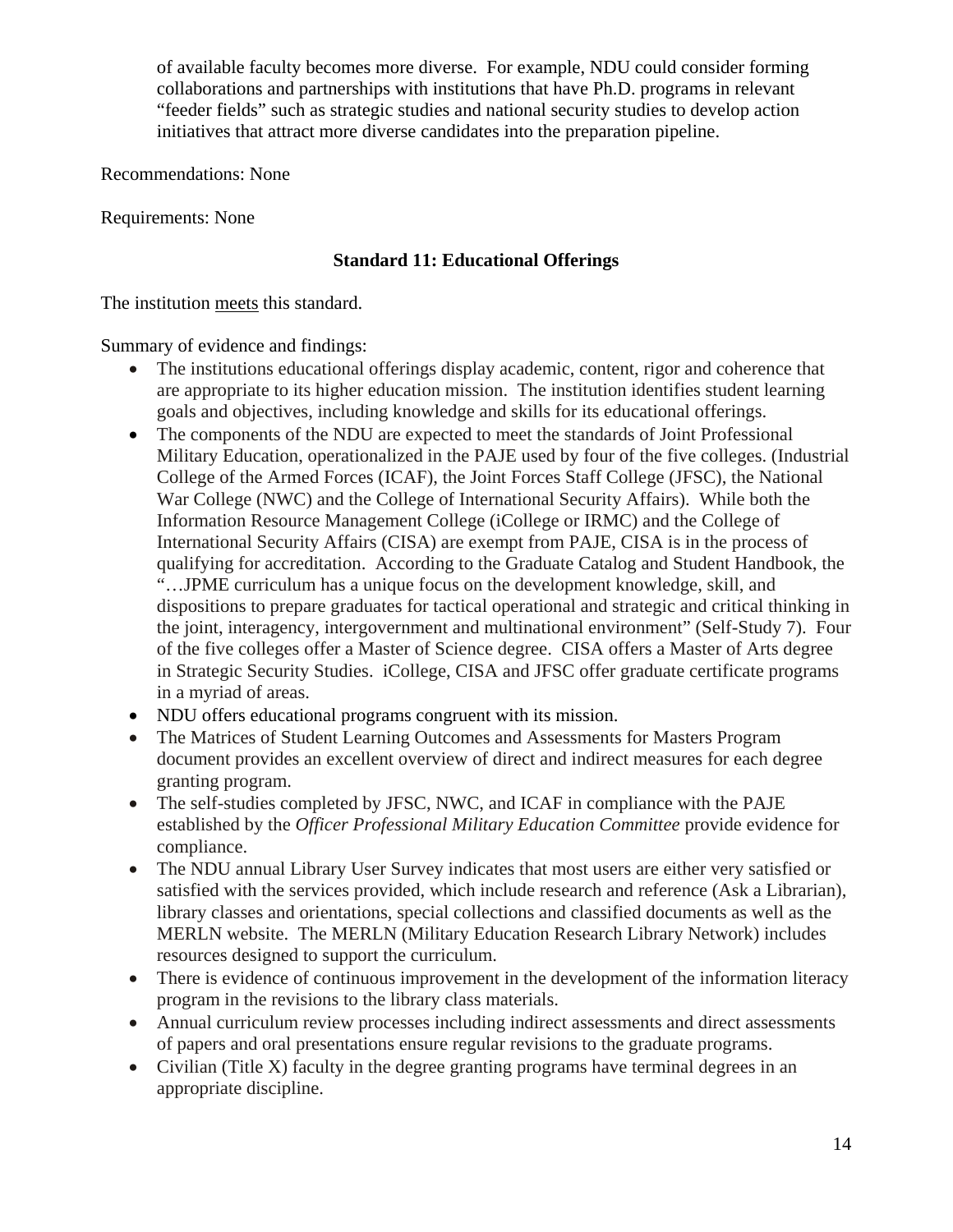of available faculty becomes more diverse. For example, NDU could consider forming collaborations and partnerships with institutions that have Ph.D. programs in relevant "feeder fields" such as strategic studies and national security studies to develop action initiatives that attract more diverse candidates into the preparation pipeline.

Recommendations: None

Requirements: None

### Standard 11: Educational Offerings

The institution <u>meets</u> this standard.

Summary of evidence and findings:

- The institutions educational offerings display academic, content, rigor and coherence that are appropriate to its higher education mission. The institution identifies student learning goals and objectives, including knowledge and skills for its educational offerings.
- The components of the NDU are expected to meet the standards of Joint Professional Military Education, operationalized in the PAJE used by four of the five colleges. (Industrial College of the Armed Forces (ICAF), the Joint Forces Staff College (JFSC), the National War College (NWC) and the College of International Security Affairs). While both the Information Resource Management College (iCollege or IRMC) and the College of International Security Affairs (CISA) are exempt from PAJE, CISA is in the process of qualifying for accreditation. According to the Graduate Catalog and Student Handbook, the "…JPME curriculum has a unique focus on the development knowledge, skill, and dispositions to prepare graduates for tactical operational and strategic and critical thinking in the joint, interagency, intergovernment and multinational environment" (Self-Study 7). Four of the five colleges offer a Master of Science degree. CISA offers a Master of Arts degree in Strategic Security Studies. iCollege, CISA and JFSC offer graduate certificate programs in a myriad of areas.
- NDU offers educational programs congruent with its mission.
- The Matrices of Student Learning Outcomes and Assessments for Masters Program document provides an excellent overview of direct and indirect measures for each degree granting program.
- The self-studies completed by JFSC, NWC, and ICAF in compliance with the PAJE established by the *Officer Professional Military Education Committee* provide evidence for compliance.
- The NDU annual Library User Survey indicates that most users are either very satisfied or satisfied with the services provided, which include research and reference (Ask a Librarian), library classes and orientations, special collections and classified documents as well as the MERLN website. The MERLN (Military Education Research Library Network) includes resources designed to support the curriculum.
- There is evidence of continuous improvement in the development of the information literacy program in the revisions to the library class materials.
- Annual curriculum review processes including indirect assessments and direct assessments of papers and oral presentations ensure regular revisions to the graduate programs.
- Civilian (Title X) faculty in the degree granting programs have terminal degrees in an appropriate discipline.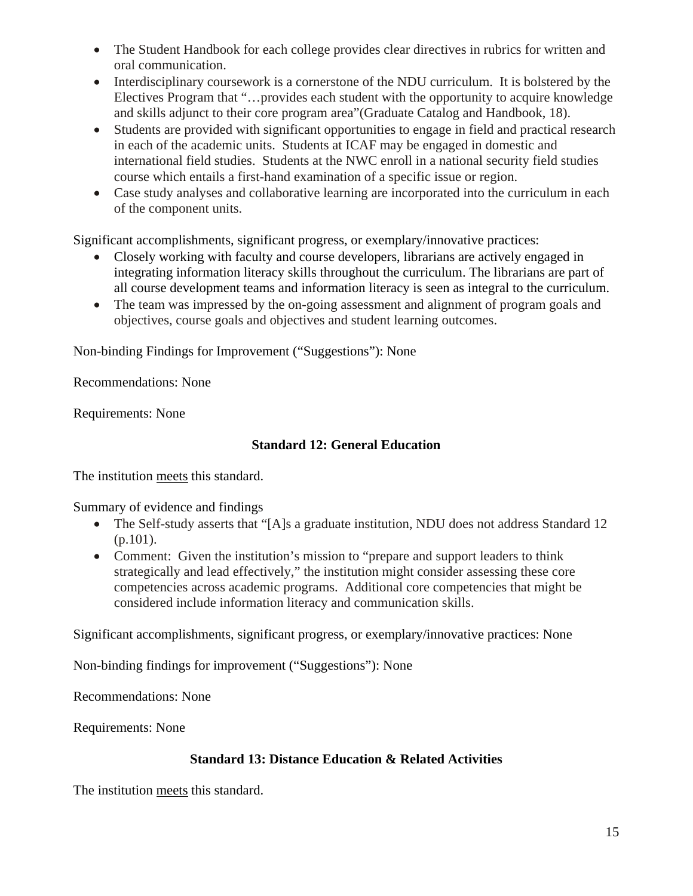- The Student Handbook for each college provides clear directives in rubrics for written and oral communication.
- Interdisciplinary coursework is a cornerstone of the NDU curriculum. It is bolstered by the Electives Program that "…provides each student with the opportunity to acquire knowledge and skills adjunct to their core program area"(Graduate Catalog and Handbook, 18).
- Students are provided with significant opportunities to engage in field and practical research in each of the academic units. Students at ICAF may be engaged in domestic and international field studies. Students at the NWC enroll in a national security field studies course which entails a first-hand examination of a specific issue or region.
- Case study analyses and collaborative learning are incorporated into the curriculum in each of the component units.

Significant accomplishments, significant progress, or exemplary/innovative practices:

- Closely working with faculty and course developers, librarians are actively engaged in integrating information literacy skills throughout the curriculum. The librarians are part of all course development teams and information literacy is seen as integral to the curriculum.
- The team was impressed by the on-going assessment and alignment of program goals and objectives, course goals and objectives and student learning outcomes.

Non-binding Findings for Improvement ("Suggestions"): None

Recommendations: None

Requirements: None

### Standard 12: General Education

The institution meets this standard.

Summary of evidence and findings

- The Self-study asserts that "[A]s a graduate institution, NDU does not address Standard 12 (p.101).
- Comment: Given the institution's mission to "prepare and support leaders to think strategically and lead effectively," the institution might consider assessing these core competencies across academic programs. Additional core competencies that might be considered include information literacy and communication skills.

Significant accomplishments, significant progress, or exemplary/innovative practices: None

Non-binding findings for improvement ("Suggestions"): None

Recommendations: None

Requirements: None

### Standard 13: Distance Education & Related Activities

The institution meets this standard.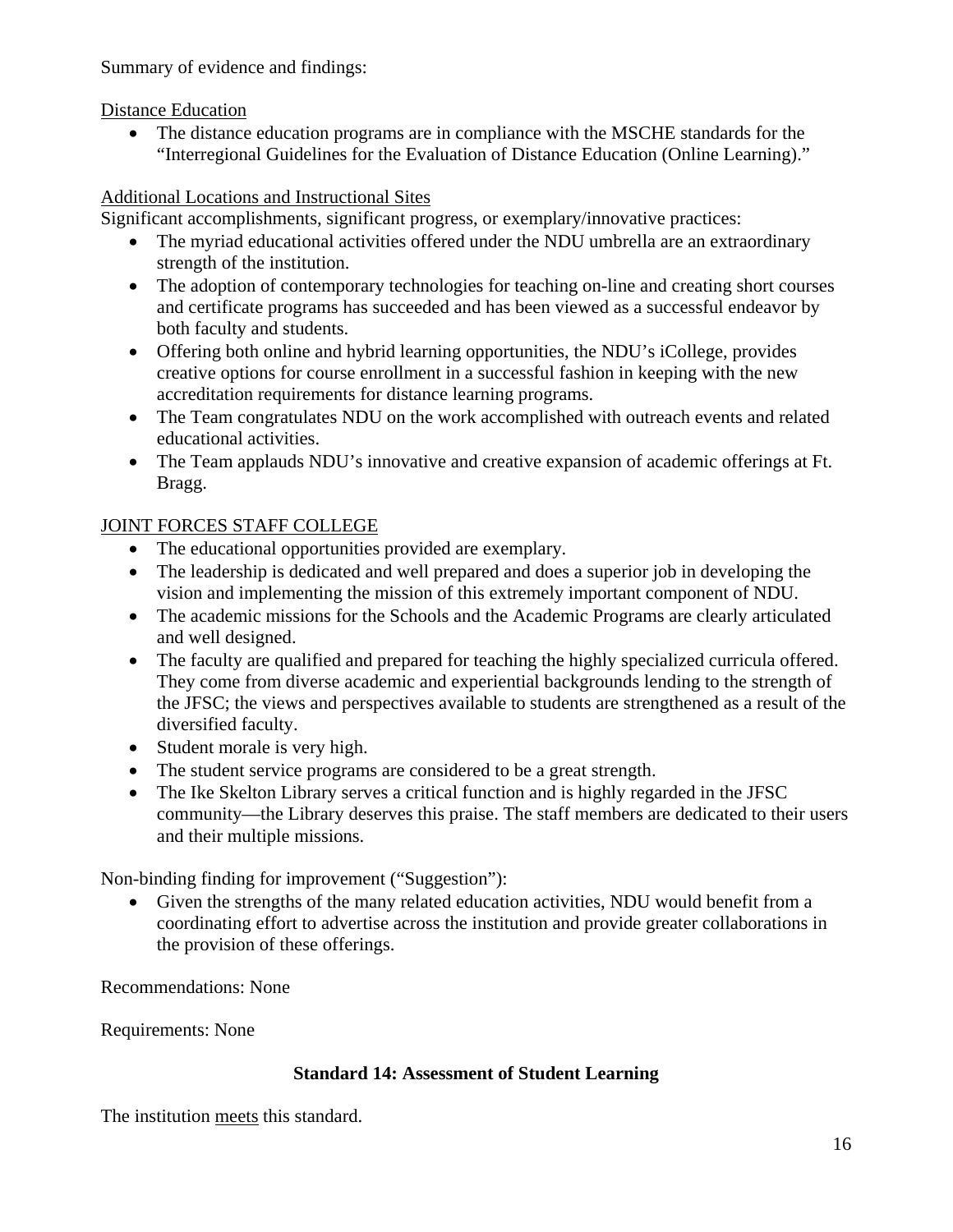Summary of evidence and findings:

<u>Distance Education</u>

- The distance education programs are in compliance with the MSCHE standards for the "Interregional Guidelines for the Evaluation of Distance Education (Online Learning)."

<u>Additional Locations and Instructional Sites</u>

Significant accomplishments, significant progress, or exemplary/innovative practices:

- The myriad educational activities offered under the NDU umbrella are an extraordinary strength of the institution.
- The adoption of contemporary technologies for teaching on-line and creating short courses and certificate programs has succeeded and has been viewed as a successful endeavor by both faculty and students.
- Offering both online and hybrid learning opportunities, the NDU's iCollege, provides creative options for course enrollment in a successful fashion in keeping with the new accreditation requirements for distance learning programs.
- The Team congratulates NDU on the work accomplished with outreach events and related educational activities.
- The Team applauds NDU's innovative and creative expansion of academic offerings at Ft. Bragg.

<u>JOINT FORCES STAFF COLLEGE</u>

- The educational opportunities provided are exemplary.
- The leadership is dedicated and well prepared and does a superior job in developing the vision and implementing the mission of this extremely important component of NDU.
- The academic missions for the Schools and the Academic Programs are clearly articulated and well designed.
- The faculty are qualified and prepared for teaching the highly specialized curricula offered. They come from diverse academic and experiential backgrounds lending to the strength of the JFSC; the views and perspectives available to students are strengthened as a result of the diversified faculty.
- Student morale is very high.
- The student service programs are considered to be a great strength.
- The Ike Skelton Library serves a critical function and is highly regarded in the JFSC community—the Library deserves this praise. The staff members are dedicated to their users and their multiple missions.

Non-binding finding for improvement ("Suggestion"):

- Given the strengths of the many related education activities, NDU would benefit from a coordinating effort to advertise across the institution and provide greater collaborations in the provision of these offerings.

Recommendations: None

Requirements: None

## Standard 14: Assessment of Student Learning

The institution <u>meets</u> this standard.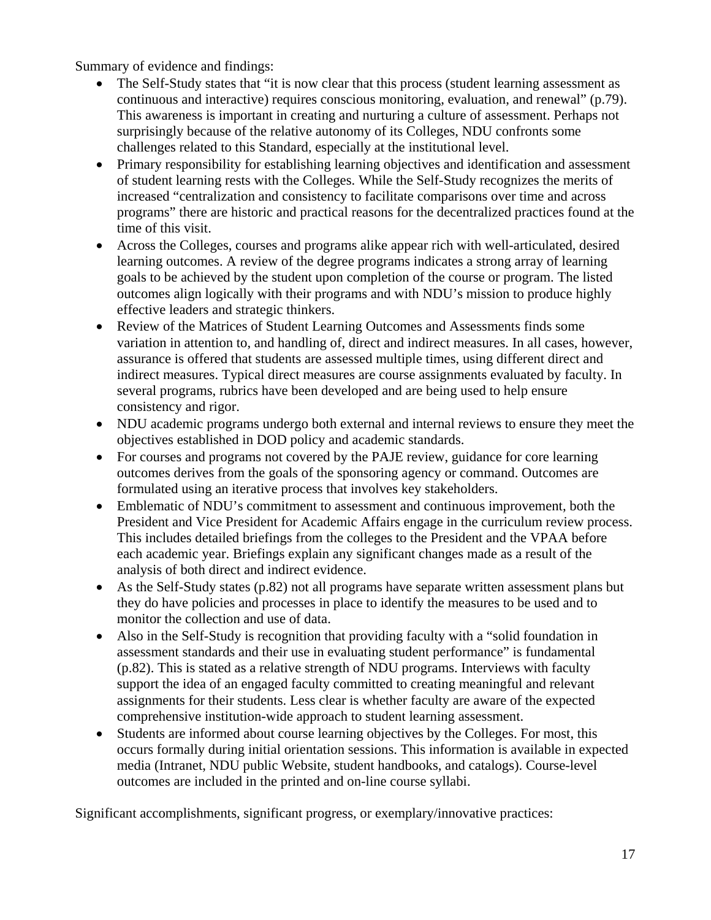Summary of evidence and findings:

- The Self-Study states that "it is now clear that this process (student learning assessment as continuous and interactive) requires conscious monitoring, evaluation, and renewal" (p.79). This awareness is important in creating and nurturing a culture of assessment. Perhaps not surprisingly because of the relative autonomy of its Colleges, NDU confronts some challenges related to this Standard, especially at the institutional level.
- Primary responsibility for establishing learning objectives and identification and assessment of student learning rests with the Colleges. While the Self-Study recognizes the merits of increased "centralization and consistency to facilitate comparisons over time and across programs" there are historic and practical reasons for the decentralized practices found at the time of this visit.
- Across the Colleges, courses and programs alike appear rich with well-articulated, desired learning outcomes. A review of the degree programs indicates a strong array of learning goals to be achieved by the student upon completion of the course or program. The listed outcomes align logically with their programs and with NDU's mission to produce highly effective leaders and strategic thinkers.
- Review of the Matrices of Student Learning Outcomes and Assessments finds some variation in attention to, and handling of, direct and indirect measures. In all cases, however, assurance is offered that students are assessed multiple times, using different direct and indirect measures. Typical direct measures are course assignments evaluated by faculty. In several programs, rubrics have been developed and are being used to help ensure consistency and rigor.
- NDU academic programs undergo both external and internal reviews to ensure they meet the objectives established in DOD policy and academic standards.
- For courses and programs not covered by the PAJE review, guidance for core learning outcomes derives from the goals of the sponsoring agency or command. Outcomes are formulated using an iterative process that involves key stakeholders.
- Emblematic of NDU's commitment to assessment and continuous improvement, both the President and Vice President for Academic Affairs engage in the curriculum review process. This includes detailed briefings from the colleges to the President and the VPAA before each academic year. Briefings explain any significant changes made as a result of the analysis of both direct and indirect evidence.
- As the Self-Study states (p.82) not all programs have separate written assessment plans but they do have policies and processes in place to identify the measures to be used and to monitor the collection and use of data.
- Also in the Self-Study is recognition that providing faculty with a "solid foundation in assessment standards and their use in evaluating student performance" is fundamental (p.82). This is stated as a relative strength of NDU programs. Interviews with faculty support the idea of an engaged faculty committed to creating meaningful and relevant assignments for their students. Less clear is whether faculty are aware of the expected comprehensive institution-wide approach to student learning assessment.
- Students are informed about course learning objectives by the Colleges. For most, this occurs formally during initial orientation sessions. This information is available in expected media (Intranet, NDU public Website, student handbooks, and catalogs). Course-level outcomes are included in the printed and on-line course syllabi.

Significant accomplishments, significant progress, or exemplary/innovative practices: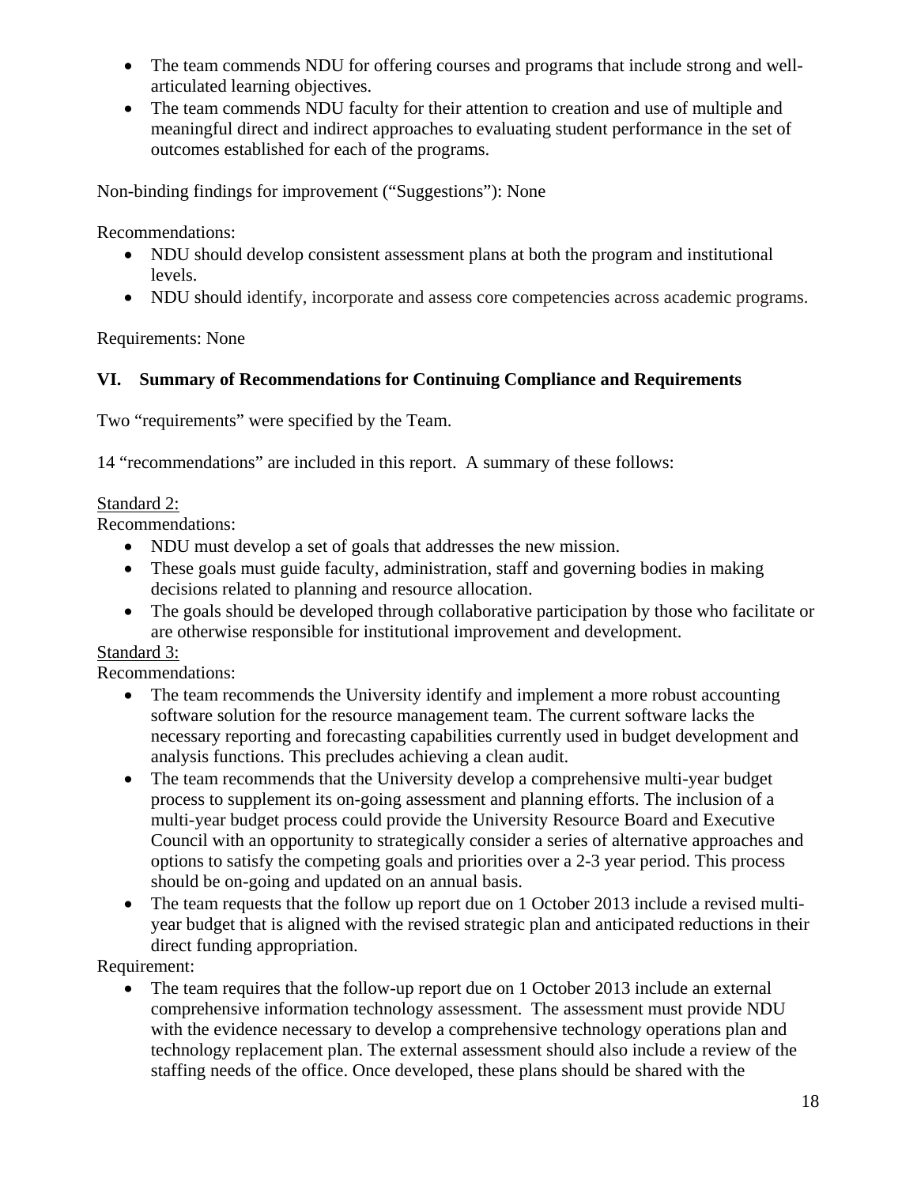- The team commends NDU for offering courses and programs that include strong and well-articulated learning objectives.
- The team commends NDU faculty for their attention to creation and use of multiple and meaningful direct and indirect approaches to evaluating student performance in the set of outcomes established for each of the programs.

Non-binding findings for improvement ("Suggestions"): None

Recommendations:

- NDU should develop consistent assessment plans at both the program and institutional levels.
- NDU should identify, incorporate and assess core competencies across academic programs.

Requirements: None

## VI. Summary of Recommendations for Continuing Compliance and Requirements

Two "requirements" were specified by the Team.

14 "recommendations" are included in this report. A summary of these follows:

Standard 2:

Recommendations:

- NDU must develop a set of goals that addresses the new mission.
- These goals must guide faculty, administration, staff and governing bodies in making decisions related to planning and resource allocation.
- The goals should be developed through collaborative participation by those who facilitate or are otherwise responsible for institutional improvement and development.

Standard 3:

Recommendations:

- The team recommends the University identify and implement a more robust accounting software solution for the resource management team. The current software lacks the necessary reporting and forecasting capabilities currently used in budget development and analysis functions. This precludes achieving a clean audit.
- The team recommends that the University develop a comprehensive multi-year budget process to supplement its on-going assessment and planning efforts. The inclusion of a multi-year budget process could provide the University Resource Board and Executive Council with an opportunity to strategically consider a series of alternative approaches and options to satisfy the competing goals and priorities over a 2-3 year period. This process should be on-going and updated on an annual basis.
- The team requests that the follow up report due on 1 October 2013 include a revised multi-year budget that is aligned with the revised strategic plan and anticipated reductions in their direct funding appropriation.

Requirement:

- The team requires that the follow-up report due on 1 October 2013 include an external comprehensive information technology assessment. The assessment must provide NDU with the evidence necessary to develop a comprehensive technology operations plan and technology replacement plan. The external assessment should also include a review of the staffing needs of the office. Once developed, these plans should be shared with the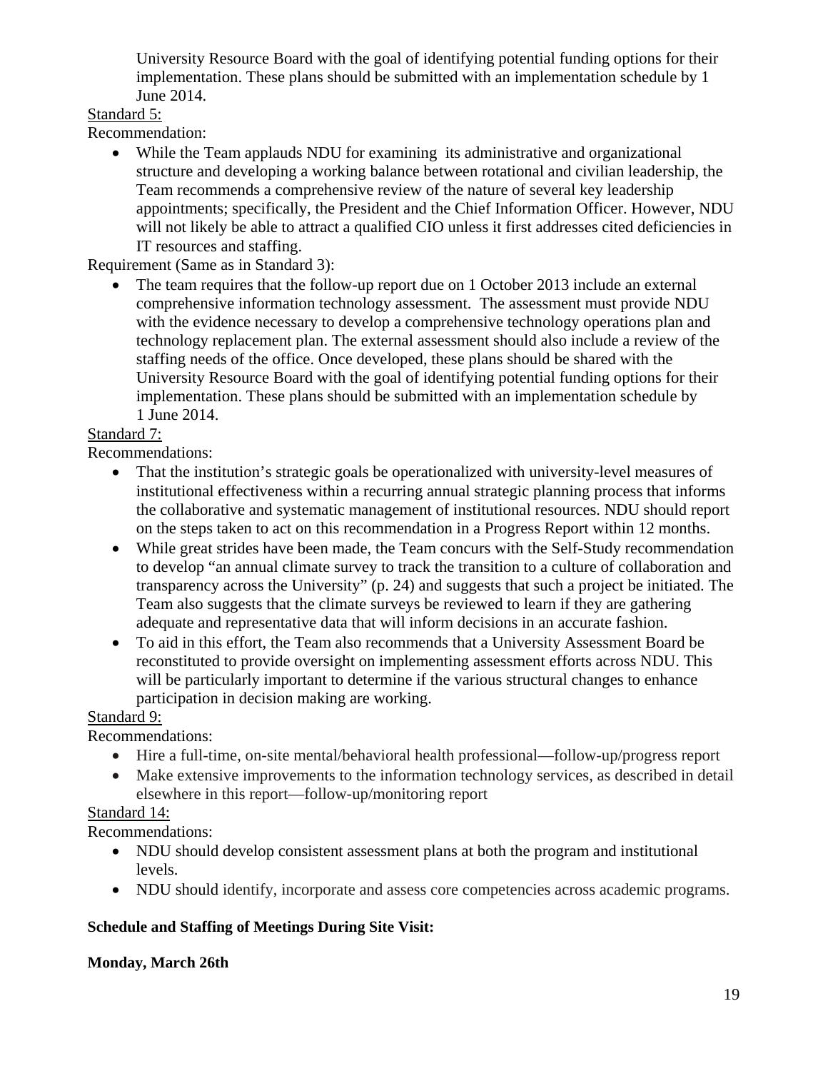University Resource Board with the goal of identifying potential funding options for their implementation. These plans should be submitted with an implementation schedule by 1 June 2014.

<u>Standard 5:</u>

Recommendation:

- While the Team applauds NDU for examining its administrative and organizational structure and developing a working balance between rotational and civilian leadership, the Team recommends a comprehensive review of the nature of several key leadership appointments; specifically, the President and the Chief Information Officer. However, NDU will not likely be able to attract a qualified CIO unless it first addresses cited deficiencies in IT resources and staffing.

Requirement (Same as in Standard 3):

- The team requires that the follow-up report due on 1 October 2013 include an external comprehensive information technology assessment. The assessment must provide NDU with the evidence necessary to develop a comprehensive technology operations plan and technology replacement plan. The external assessment should also include a review of the staffing needs of the office. Once developed, these plans should be shared with the University Resource Board with the goal of identifying potential funding options for their implementation. These plans should be submitted with an implementation schedule by 1 June 2014.

<u>Standard 7:</u>

Recommendations:

- That the institution's strategic goals be operationalized with university-level measures of institutional effectiveness within a recurring annual strategic planning process that informs the collaborative and systematic management of institutional resources. NDU should report on the steps taken to act on this recommendation in a Progress Report within 12 months.
- While great strides have been made, the Team concurs with the Self-Study recommendation to develop "an annual climate survey to track the transition to a culture of collaboration and transparency across the University" (p. 24) and suggests that such a project be initiated. The Team also suggests that the climate surveys be reviewed to learn if they are gathering adequate and representative data that will inform decisions in an accurate fashion.
- To aid in this effort, the Team also recommends that a University Assessment Board be reconstituted to provide oversight on implementing assessment efforts across NDU. This will be particularly important to determine if the various structural changes to enhance participation in decision making are working.

<u>Standard 9:</u>

Recommendations:

- Hire a full-time, on-site mental/behavioral health professional—follow-up/progress report
- Make extensive improvements to the information technology services, as described in detail elsewhere in this report—follow-up/monitoring report

<u>Standard 14:</u>

Recommendations:

- NDU should develop consistent assessment plans at both the program and institutional levels.
- NDU should identify, incorporate and assess core competencies across academic programs.

**Schedule and Staffing of Meetings During Site Visit:**

**Monday, March 26th**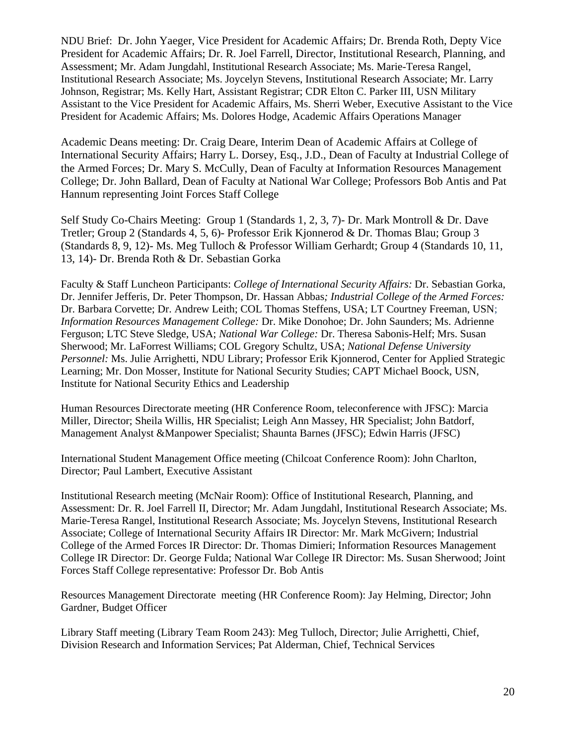NDU Brief: Dr. John Yaeger, Vice President for Academic Affairs; Dr. Brenda Roth, Depty Vice President for Academic Affairs; Dr. R. Joel Farrell, Director, Institutional Research, Planning, and Assessment; Mr. Adam Jungdahl, Institutional Research Associate; Ms. Marie-Teresa Rangel, Institutional Research Associate; Ms. Joycelyn Stevens, Institutional Research Associate; Mr. Larry Johnson, Registrar; Ms. Kelly Hart, Assistant Registrar; CDR Elton C. Parker III, USN Military Assistant to the Vice President for Academic Affairs, Ms. Sherri Weber, Executive Assistant to the Vice President for Academic Affairs; Ms. Dolores Hodge, Academic Affairs Operations Manager

Academic Deans meeting: Dr. Craig Deare, Interim Dean of Academic Affairs at College of International Security Affairs; Harry L. Dorsey, Esq., J.D., Dean of Faculty at Industrial College of the Armed Forces; Dr. Mary S. McCully, Dean of Faculty at Information Resources Management College; Dr. John Ballard, Dean of Faculty at National War College; Professors Bob Antis and Pat Hannum representing Joint Forces Staff College

Self Study Co-Chairs Meeting: Group 1 (Standards 1, 2, 3, 7)- Dr. Mark Montroll & Dr. Dave Tretler; Group 2 (Standards 4, 5, 6)- Professor Erik Kjonnerod & Dr. Thomas Blau; Group 3 (Standards 8, 9, 12)- Ms. Meg Tulloch & Professor William Gerhardt; Group 4 (Standards 10, 11, 13, 14)- Dr. Brenda Roth & Dr. Sebastian Gorka

Faculty & Staff Luncheon Participants: *College of International Security Affairs:* Dr. Sebastian Gorka, Dr. Jennifer Jefferis, Dr. Peter Thompson, Dr. Hassan Abbas*; Industrial College of the Armed Forces:* Dr. Barbara Corvette; Dr. Andrew Leith; COL Thomas Steffens, USA; LT Courtney Freeman, USN; *Information Resources Management College:* Dr. Mike Donohoe; Dr. John Saunders; Ms. Adrienne Ferguson; LTC Steve Sledge, USA; *National War College:* Dr. Theresa Sabonis-Helf; Mrs. Susan Sherwood; Mr. LaForrest Williams; COL Gregory Schultz, USA; *National Defense University Personnel:* Ms. Julie Arrighetti, NDU Library; Professor Erik Kjonnerod, Center for Applied Strategic Learning; Mr. Don Mosser, Institute for National Security Studies; CAPT Michael Boock, USN, Institute for National Security Ethics and Leadership

Human Resources Directorate meeting (HR Conference Room, teleconference with JFSC): Marcia Miller, Director; Sheila Willis, HR Specialist; Leigh Ann Massey, HR Specialist; John Batdorf, Management Analyst &Manpower Specialist; Shaunta Barnes (JFSC); Edwin Harris (JFSC)

International Student Management Office meeting (Chilcoat Conference Room): John Charlton, Director; Paul Lambert, Executive Assistant

Institutional Research meeting (McNair Room): Office of Institutional Research, Planning, and Assessment: Dr. R. Joel Farrell II, Director; Mr. Adam Jungdahl, Institutional Research Associate; Ms. Marie-Teresa Rangel, Institutional Research Associate; Ms. Joycelyn Stevens, Institutional Research Associate; College of International Security Affairs IR Director: Mr. Mark McGivern; Industrial College of the Armed Forces IR Director: Dr. Thomas Dimieri; Information Resources Management College IR Director: Dr. George Fulda; National War College IR Director: Ms. Susan Sherwood; Joint Forces Staff College representative: Professor Dr. Bob Antis

Resources Management Directorate meeting (HR Conference Room): Jay Helming, Director; John Gardner, Budget Officer

Library Staff meeting (Library Team Room 243): Meg Tulloch, Director; Julie Arrighetti, Chief, Division Research and Information Services; Pat Alderman, Chief, Technical Services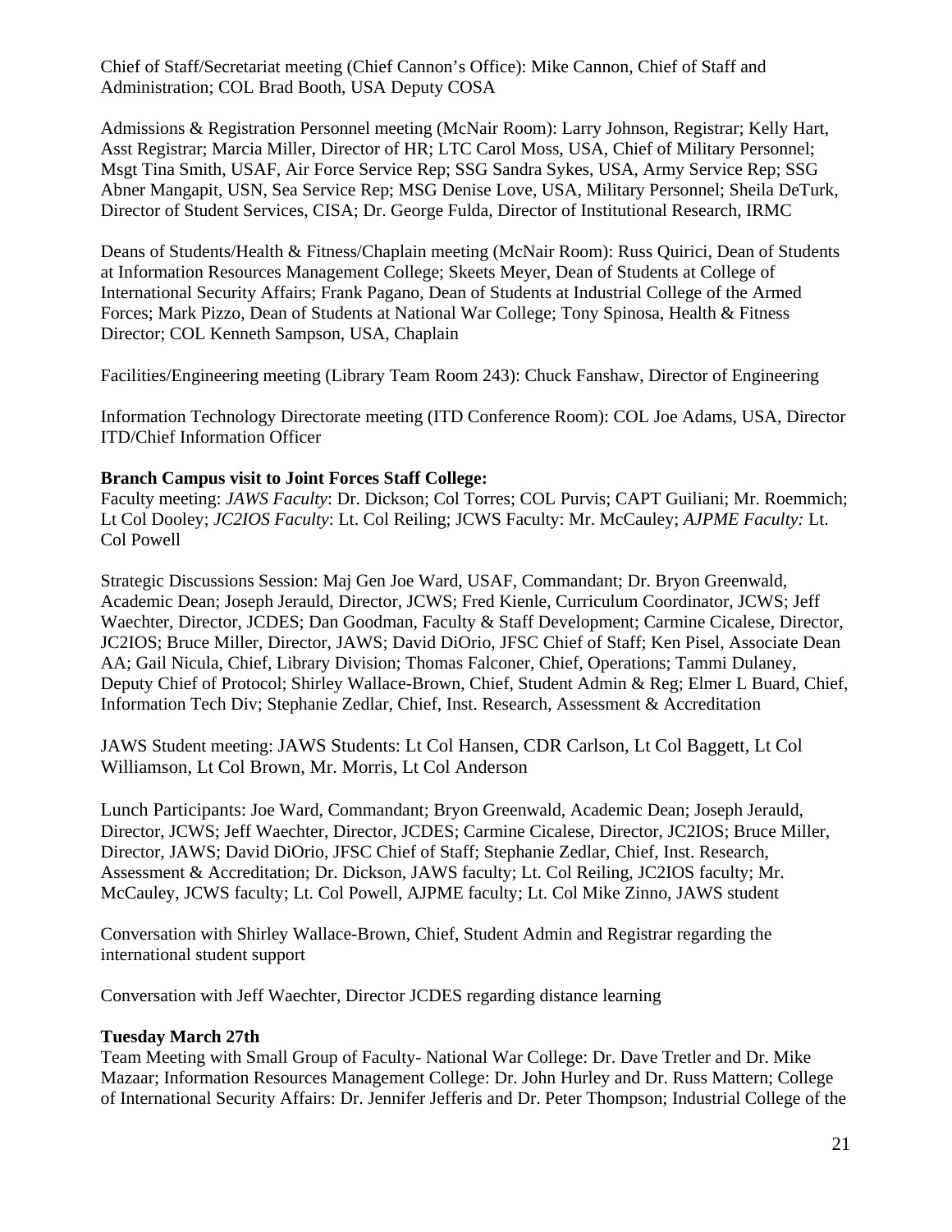Chief of Staff/Secretariat meeting (Chief Cannon's Office): Mike Cannon, Chief of Staff and Administration; COL Brad Booth, USA Deputy COSA

Admissions & Registration Personnel meeting (McNair Room): Larry Johnson, Registrar; Kelly Hart, Asst Registrar; Marcia Miller, Director of HR; LTC Carol Moss, USA, Chief of Military Personnel; Msgt Tina Smith, USAF, Air Force Service Rep; SSG Sandra Sykes, USA, Army Service Rep; SSG Abner Mangapit, USN, Sea Service Rep; MSG Denise Love, USA, Military Personnel; Sheila DeTurk, Director of Student Services, CISA; Dr. George Fulda, Director of Institutional Research, IRMC

Deans of Students/Health & Fitness/Chaplain meeting (McNair Room): Russ Quirici, Dean of Students at Information Resources Management College; Skeets Meyer, Dean of Students at College of International Security Affairs; Frank Pagano, Dean of Students at Industrial College of the Armed Forces; Mark Pizzo, Dean of Students at National War College; Tony Spinosa, Health & Fitness Director; COL Kenneth Sampson, USA, Chaplain

Facilities/Engineering meeting (Library Team Room 243): Chuck Fanshaw, Director of Engineering

Information Technology Directorate meeting (ITD Conference Room): COL Joe Adams, USA, Director ITD/Chief Information Officer

**Branch Campus visit to Joint Forces Staff College:**
Faculty meeting: *JAWS Faculty*: Dr. Dickson; Col Torres; COL Purvis; CAPT Guiliani; Mr. Roemmich; Lt Col Dooley; *JC2IOS Faculty*: Lt. Col Reiling; JCWS Faculty: Mr. McCauley; *AJPME Faculty:* Lt. Col Powell

Strategic Discussions Session: Maj Gen Joe Ward, USAF, Commandant; Dr. Bryon Greenwald, Academic Dean; Joseph Jerauld, Director, JCWS; Fred Kienle, Curriculum Coordinator, JCWS; Jeff Waechter, Director, JCDES; Dan Goodman, Faculty & Staff Development; Carmine Cicalese, Director, JC2IOS; Bruce Miller, Director, JAWS; David DiOrio, JFSC Chief of Staff; Ken Pisel, Associate Dean AA; Gail Nicula, Chief, Library Division; Thomas Falconer, Chief, Operations; Tammi Dulaney, Deputy Chief of Protocol; Shirley Wallace-Brown, Chief, Student Admin & Reg; Elmer L Buard, Chief, Information Tech Div; Stephanie Zedlar, Chief, Inst. Research, Assessment & Accreditation

JAWS Student meeting: JAWS Students: Lt Col Hansen, CDR Carlson, Lt Col Baggett, Lt Col Williamson, Lt Col Brown, Mr. Morris, Lt Col Anderson

Lunch Participants: Joe Ward, Commandant; Bryon Greenwald, Academic Dean; Joseph Jerauld, Director, JCWS; Jeff Waechter, Director, JCDES; Carmine Cicalese, Director, JC2IOS; Bruce Miller, Director, JAWS; David DiOrio, JFSC Chief of Staff; Stephanie Zedlar, Chief, Inst. Research, Assessment & Accreditation; Dr. Dickson, JAWS faculty; Lt. Col Reiling, JC2IOS faculty; Mr. McCauley, JCWS faculty; Lt. Col Powell, AJPME faculty; Lt. Col Mike Zinno, JAWS student

Conversation with Shirley Wallace-Brown, Chief, Student Admin and Registrar regarding the international student support

Conversation with Jeff Waechter, Director JCDES regarding distance learning

**Tuesday March 27th**
Team Meeting with Small Group of Faculty- National War College: Dr. Dave Tretler and Dr. Mike Mazaar; Information Resources Management College: Dr. John Hurley and Dr. Russ Mattern; College of International Security Affairs: Dr. Jennifer Jefferis and Dr. Peter Thompson; Industrial College of the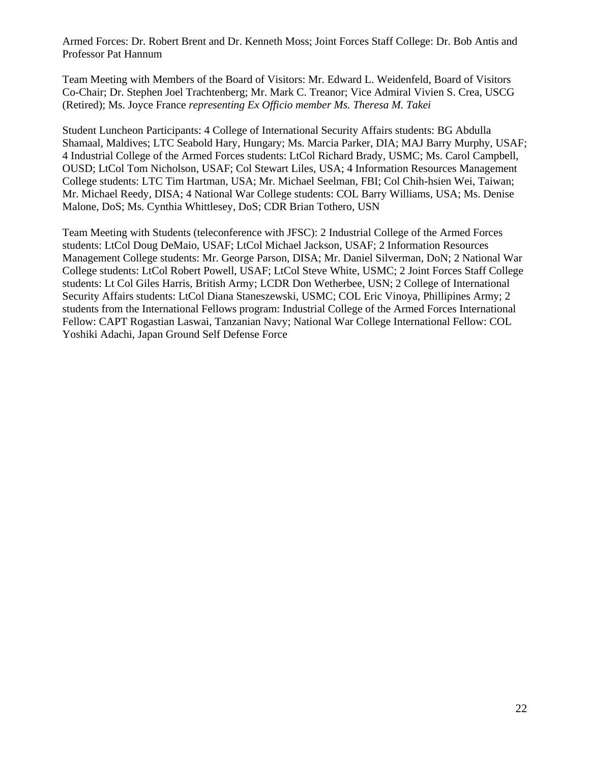Armed Forces: Dr. Robert Brent and Dr. Kenneth Moss; Joint Forces Staff College: Dr. Bob Antis and Professor Pat Hannum

Team Meeting with Members of the Board of Visitors: Mr. Edward L. Weidenfeld, Board of Visitors Co-Chair; Dr. Stephen Joel Trachtenberg; Mr. Mark C. Treanor; Vice Admiral Vivien S. Crea, USCG (Retired); Ms. Joyce France *representing Ex Officio member Ms. Theresa M. Takei*

Student Luncheon Participants: 4 College of International Security Affairs students: BG Abdulla Shamaal, Maldives; LTC Seabold Hary, Hungary; Ms. Marcia Parker, DIA; MAJ Barry Murphy, USAF; 4 Industrial College of the Armed Forces students: LtCol Richard Brady, USMC; Ms. Carol Campbell, OUSD; LtCol Tom Nicholson, USAF; Col Stewart Liles, USA; 4 Information Resources Management College students: LTC Tim Hartman, USA; Mr. Michael Seelman, FBI; Col Chih-hsien Wei, Taiwan; Mr. Michael Reedy, DISA; 4 National War College students: COL Barry Williams, USA; Ms. Denise Malone, DoS; Ms. Cynthia Whittlesey, DoS; CDR Brian Tothero, USN

Team Meeting with Students (teleconference with JFSC): 2 Industrial College of the Armed Forces students: LtCol Doug DeMaio, USAF; LtCol Michael Jackson, USAF; 2 Information Resources Management College students: Mr. George Parson, DISA; Mr. Daniel Silverman, DoN; 2 National War College students: LtCol Robert Powell, USAF; LtCol Steve White, USMC; 2 Joint Forces Staff College students: Lt Col Giles Harris, British Army; LCDR Don Wetherbee, USN; 2 College of International Security Affairs students: LtCol Diana Staneszewski, USMC; COL Eric Vinoya, Phillipines Army; 2 students from the International Fellows program: Industrial College of the Armed Forces International Fellow: CAPT Rogastian Laswai, Tanzanian Navy; National War College International Fellow: COL Yoshiki Adachi, Japan Ground Self Defense Force